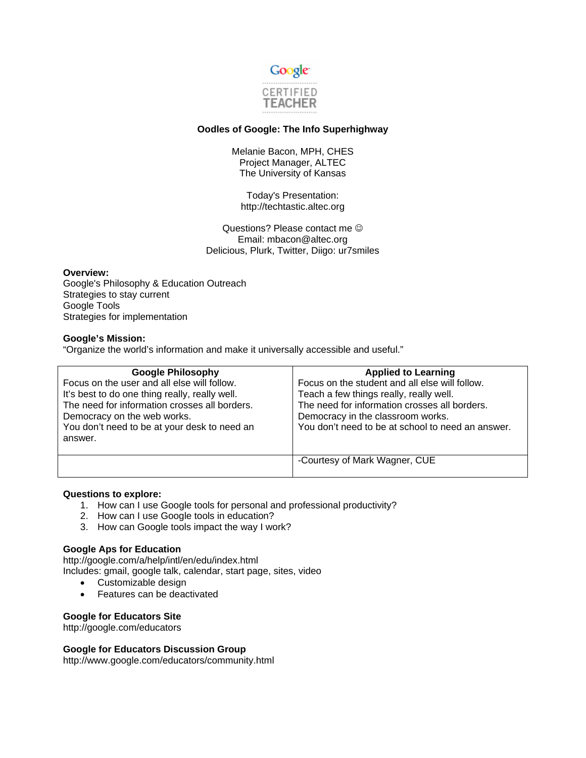**Oodles of Google: The Info Superhighway**

Melanie Bacon, MPH, CHES
Project Manager, ALTEC
The University of Kansas

Today's Presentation:
http://techtastic.altec.org

Questions? Please contact me ☺
Email: mbacon@altec.org
Delicious, Plurk, Twitter, Diigo: ur7smiles

**Overview:**
Google's Philosophy & Education Outreach
Strategies to stay current
Google Tools
Strategies for implementation

**Google's Mission:**
"Organize the world's information and make it universally accessible and useful."

| Google Philosophy | Applied to Learning |
| --- | --- |
| Focus on the user and all else will follow.<br>It's best to do one thing really, really well.<br>The need for information crosses all borders.<br>Democracy on the web works.<br>You don't need to be at your desk to need an answer. | Focus on the student and all else will follow.<br>Teach a few things really, really well.<br>The need for information crosses all borders.<br>Democracy in the classroom works.<br>You don't need to be at school to need an answer. |
| | -Courtesy of Mark Wagner, CUE |

**Questions to explore:**

1. How can I use Google tools for personal and professional productivity?
2. How can I use Google tools in education?
3. How can Google tools impact the way I work?

**Google Aps for Education**
http://google.com/a/help/intl/en/edu/index.html
Includes: gmail, google talk, calendar, start page, sites, video

- Customizable design
- Features can be deactivated

**Google for Educators Site**
http://google.com/educators

**Google for Educators Discussion Group**
http://www.google.com/educators/community.html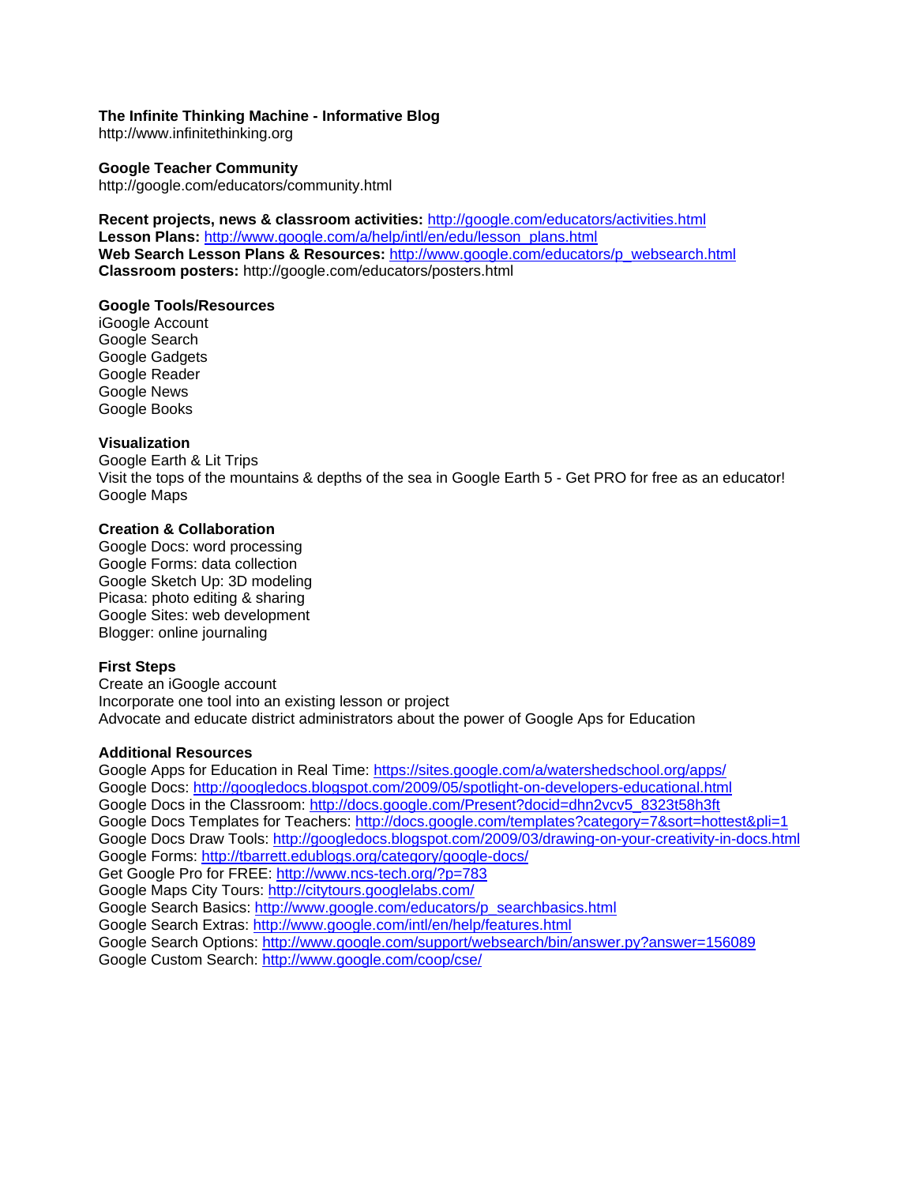**The Infinite Thinking Machine - Informative Blog**
http://www.infinitethinking.org

**Google Teacher Community**
http://google.com/educators/community.html

**Recent projects, news & classroom activities:** http://google.com/educators/activities.html
**Lesson Plans:** http://www.google.com/a/help/intl/en/edu/lesson_plans.html
**Web Search Lesson Plans & Resources:** http://www.google.com/educators/p_websearch.html
**Classroom posters:** http://google.com/educators/posters.html

**Google Tools/Resources**
iGoogle Account
Google Search
Google Gadgets
Google Reader
Google News
Google Books

**Visualization**
Google Earth & Lit Trips
Visit the tops of the mountains & depths of the sea in Google Earth 5 - Get PRO for free as an educator!
Google Maps

**Creation & Collaboration**
Google Docs: word processing
Google Forms: data collection
Google Sketch Up: 3D modeling
Picasa: photo editing & sharing
Google Sites: web development
Blogger: online journaling

**First Steps**
Create an iGoogle account
Incorporate one tool into an existing lesson or project
Advocate and educate district administrators about the power of Google Aps for Education

**Additional Resources**
Google Apps for Education in Real Time: https://sites.google.com/a/watershedschool.org/apps/
Google Docs: http://googledocs.blogspot.com/2009/05/spotlight-on-developers-educational.html
Google Docs in the Classroom: http://docs.google.com/Present?docid=dhn2vcv5_8323t58h3ft
Google Docs Templates for Teachers: http://docs.google.com/templates?category=7&sort=hottest&pli=1
Google Docs Draw Tools: http://googledocs.blogspot.com/2009/03/drawing-on-your-creativity-in-docs.html
Google Forms: http://tbarrett.edublogs.org/category/google-docs/
Get Google Pro for FREE: http://www.ncs-tech.org/?p=783
Google Maps City Tours: http://citytours.googlelabs.com/
Google Search Basics: http://www.google.com/educators/p_searchbasics.html
Google Search Extras: http://www.google.com/intl/en/help/features.html
Google Search Options: http://www.google.com/support/websearch/bin/answer.py?answer=156089
Google Custom Search: http://www.google.com/coop/cse/